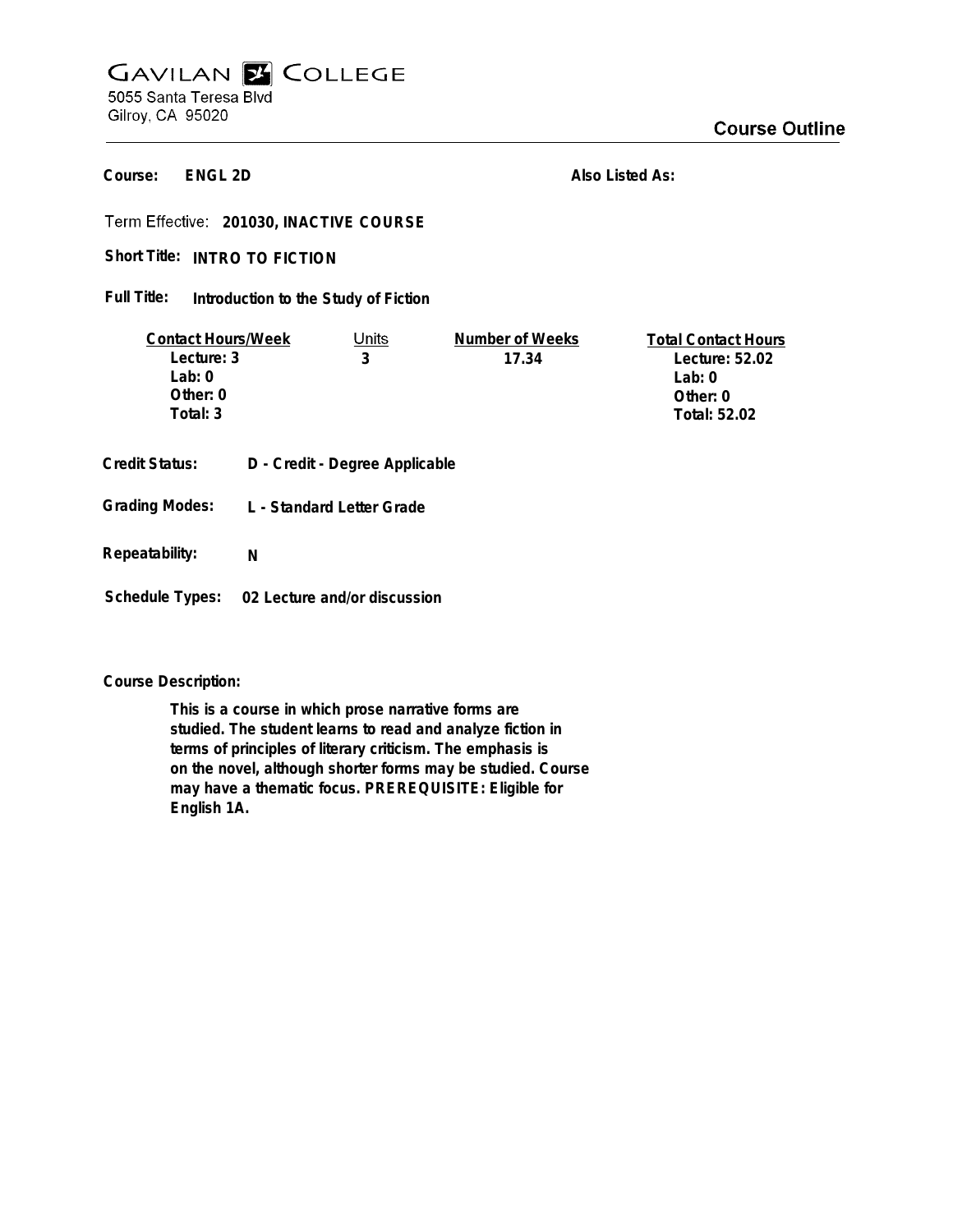# GAVILAN COLLEGE

5055 Santa Teresa Blvd
Gilroy, CA 95020

## Course Outline

**Course:** ENGL 2D

**Also Listed As:**

**Term Effective:** 201030, INACTIVE COURSE

**Short Title:** INTRO TO FICTION

**Full Title:** Introduction to the Study of Fiction

| Contact Hours/Week | Units | Number of Weeks | Total Contact Hours |
|---|---|---|---|
| Lecture: 3 | 3 | 17.34 | Lecture: 52.02 |
| Lab: 0 | | | Lab: 0 |
| Other: 0 | | | Other: 0 |
| Total: 3 | | | Total: 52.02 |

**Credit Status:** D - Credit - Degree Applicable

**Grading Modes:** L - Standard Letter Grade

**Repeatability:** N

**Schedule Types:** 02 Lecture and/or discussion

**Course Description:**

This is a course in which prose narrative forms are studied. The student learns to read and analyze fiction in terms of principles of literary criticism. The emphasis is on the novel, although shorter forms may be studied. Course may have a thematic focus. PREREQUISITE: Eligible for English 1A.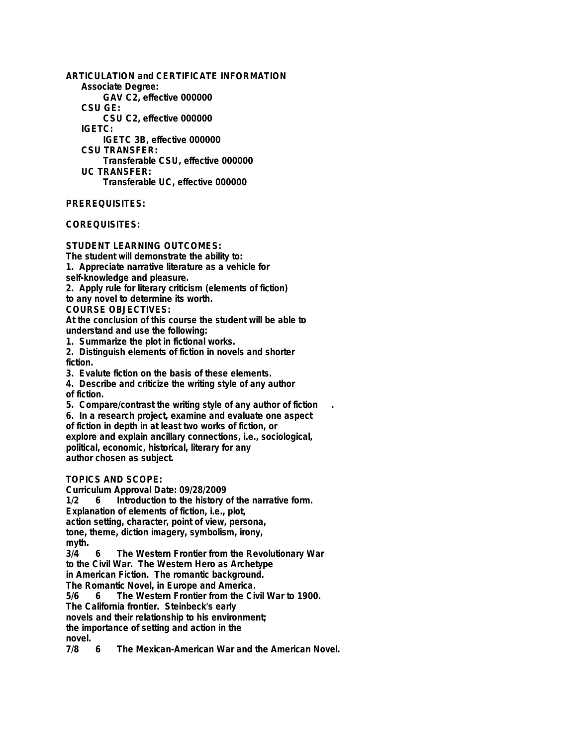**ARTICULATION and CERTIFICATE INFORMATION**

**Associate Degree:**

**GAV C2, effective 000000**

**CSU GE:**

**CSU C2, effective 000000**

**IGETC:**

**IGETC 3B, effective 000000**

**CSU TRANSFER:**

**Transferable CSU, effective 000000**

**UC TRANSFER:**

**Transferable UC, effective 000000**

**PREREQUISITES:**

**COREQUISITES:**

**STUDENT LEARNING OUTCOMES:**

The student will demonstrate the ability to:

1. Appreciate narrative literature as a vehicle for self-knowledge and pleasure.
2. Apply rule for literary criticism (elements of fiction) to any novel to determine its worth.

**COURSE OBJECTIVES:**

At the conclusion of this course the student will be able to understand and use the following:

1. Summarize the plot in fictional works.
2. Distinguish elements of fiction in novels and shorter fiction.
3. Evalute fiction on the basis of these elements.
4. Describe and criticize the writing style of any author of fiction.
5. Compare/contrast the writing style of any author of fiction .
6. In a research project, examine and evaluate one aspect of fiction in depth in at least two works of fiction, or explore and explain ancillary connections, i.e., sociological, political, economic, historical, literary for any author chosen as subject.

**TOPICS AND SCOPE:**

Curriculum Approval Date: 09/28/2009

1/2 6 Introduction to the history of the narrative form. Explanation of elements of fiction, i.e., plot, action setting, character, point of view, persona, tone, theme, diction imagery, symbolism, irony, myth.

3/4 6 The Western Frontier from the Revolutionary War to the Civil War. The Western Hero as Archetype in American Fiction. The romantic background. The Romantic Novel, in Europe and America.

5/6 6 The Western Frontier from the Civil War to 1900. The California frontier. Steinbeck's early novels and their relationship to his environment; the importance of setting and action in the novel.

7/8 6 The Mexican-American War and the American Novel.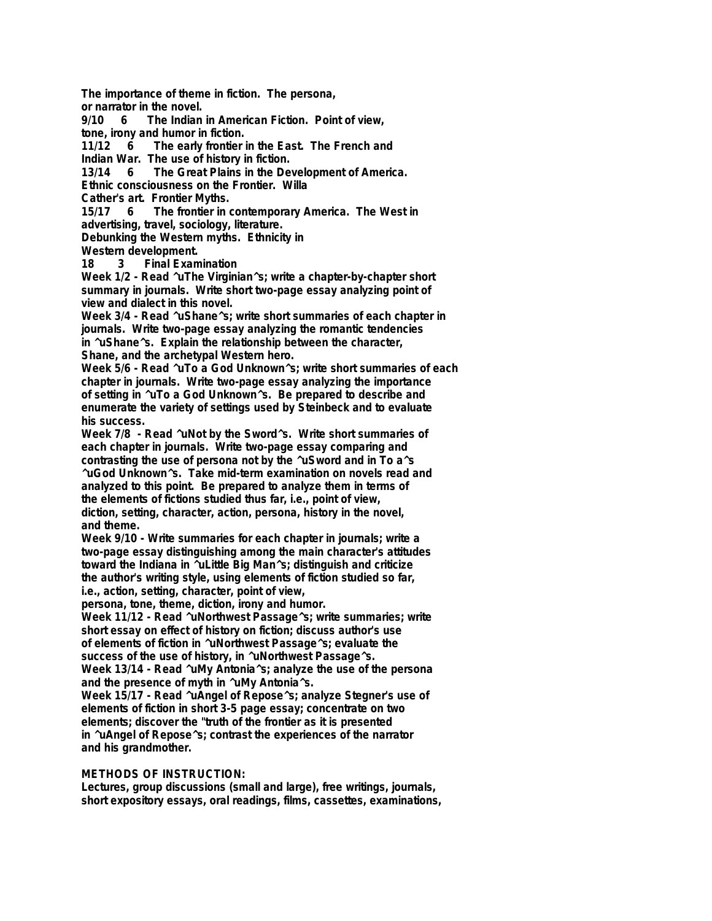The importance of theme in fiction. The persona, or narrator in the novel.

9/10 6 The Indian in American Fiction. Point of view, tone, irony and humor in fiction.

11/12 6 The early frontier in the East. The French and Indian War. The use of history in fiction.

13/14 6 The Great Plains in the Development of America. Ethnic consciousness on the Frontier. Willa Cather's art. Frontier Myths.

15/17 6 The frontier in contemporary America. The West in advertising, travel, sociology, literature. Debunking the Western myths. Ethnicity in Western development.

18 3 Final Examination

Week 1/2 - Read ^uThe Virginian^s; write a chapter-by-chapter short summary in journals. Write short two-page essay analyzing point of view and dialect in this novel.

Week 3/4 - Read ^uShane^s; write short summaries of each chapter in journals. Write two-page essay analyzing the romantic tendencies in ^uShane^s. Explain the relationship between the character, Shane, and the archetypal Western hero.

Week 5/6 - Read ^uTo a God Unknown^s; write short summaries of each chapter in journals. Write two-page essay analyzing the importance of setting in ^uTo a God Unknown^s. Be prepared to describe and enumerate the variety of settings used by Steinbeck and to evaluate his success.

Week 7/8 - Read ^uNot by the Sword^s. Write short summaries of each chapter in journals. Write two-page essay comparing and contrasting the use of persona not by the ^uSword and in To a^s ^uGod Unknown^s. Take mid-term examination on novels read and analyzed to this point. Be prepared to analyze them in terms of the elements of fictions studied thus far, i.e., point of view, diction, setting, character, action, persona, history in the novel, and theme.

Week 9/10 - Write summaries for each chapter in journals; write a two-page essay distinguishing among the main character's attitudes toward the Indiana in ^uLittle Big Man^s; distinguish and criticize the author's writing style, using elements of fiction studied so far, i.e., action, setting, character, point of view, persona, tone, theme, diction, irony and humor.

Week 11/12 - Read ^uNorthwest Passage^s; write summaries; write short essay on effect of history on fiction; discuss author's use of elements of fiction in ^uNorthwest Passage^s; evaluate the success of the use of history, in ^uNorthwest Passage^s.

Week 13/14 - Read ^uMy Antonia^s; analyze the use of the persona and the presence of myth in ^uMy Antonia^s.

Week 15/17 - Read ^uAngel of Repose^s; analyze Stegner's use of elements of fiction in short 3-5 page essay; concentrate on two elements; discover the "truth of the frontier as it is presented in ^uAngel of Repose^s; contrast the experiences of the narrator and his grandmother.

**METHODS OF INSTRUCTION:**

Lectures, group discussions (small and large), free writings, journals, short expository essays, oral readings, films, cassettes, examinations,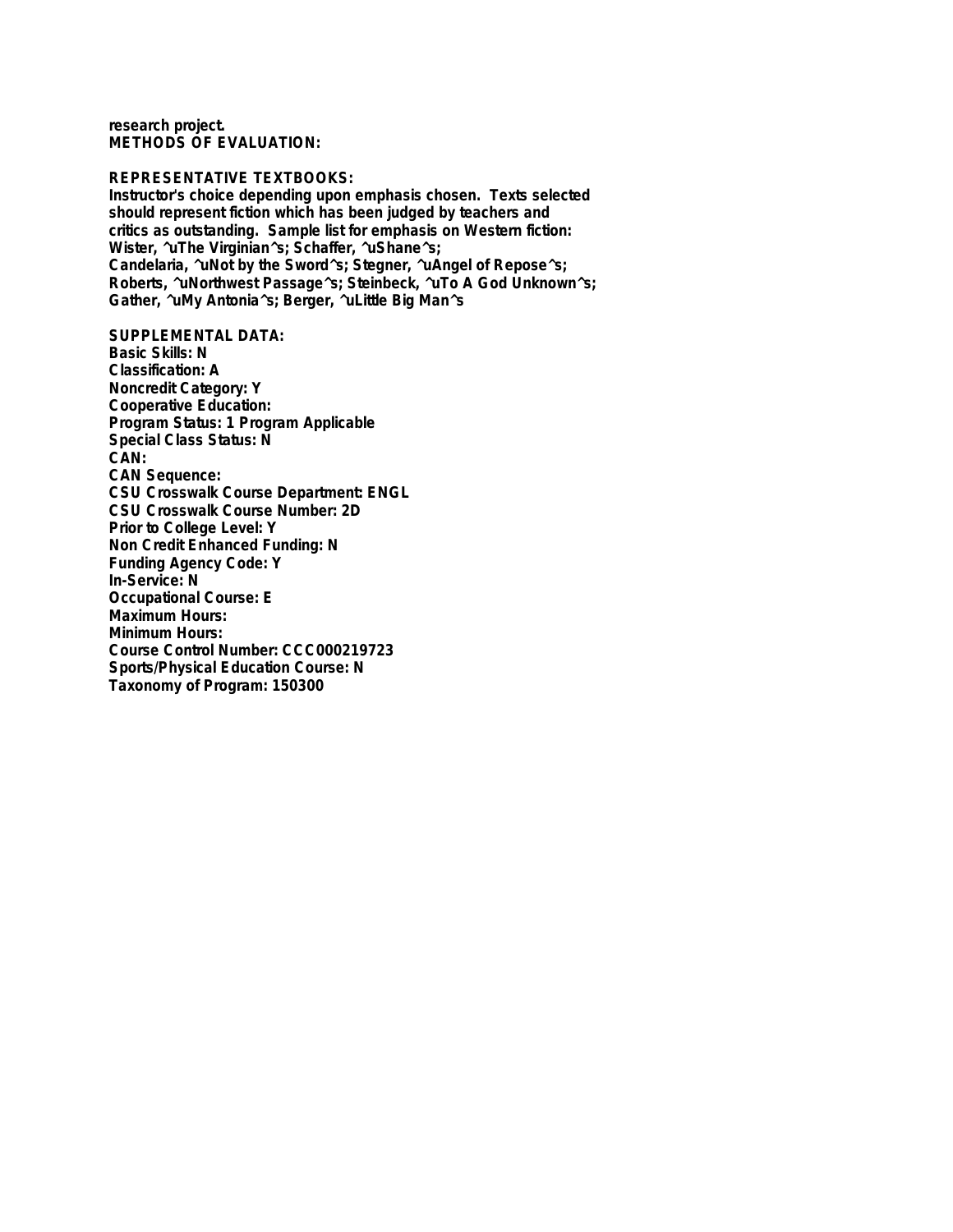research project.

**METHODS OF EVALUATION:**

**REPRESENTATIVE TEXTBOOKS:**

Instructor's choice depending upon emphasis chosen. Texts selected should represent fiction which has been judged by teachers and critics as outstanding. Sample list for emphasis on Western fiction: Wister, ^uThe Virginian^s; Schaffer, ^uShane^s; Candelaria, ^uNot by the Sword^s; Stegner, ^uAngel of Repose^s; Roberts, ^uNorthwest Passage^s; Steinbeck, ^uTo A God Unknown^s; Gather, ^uMy Antonia^s; Berger, ^uLittle Big Man^s

**SUPPLEMENTAL DATA:**

Basic Skills: N
Classification: A
Noncredit Category: Y
Cooperative Education:
Program Status: 1 Program Applicable
Special Class Status: N
CAN:
CAN Sequence:
CSU Crosswalk Course Department: ENGL
CSU Crosswalk Course Number: 2D
Prior to College Level: Y
Non Credit Enhanced Funding: N
Funding Agency Code: Y
In-Service: N
Occupational Course: E
Maximum Hours:
Minimum Hours:
Course Control Number: CCC000219723
Sports/Physical Education Course: N
Taxonomy of Program: 150300